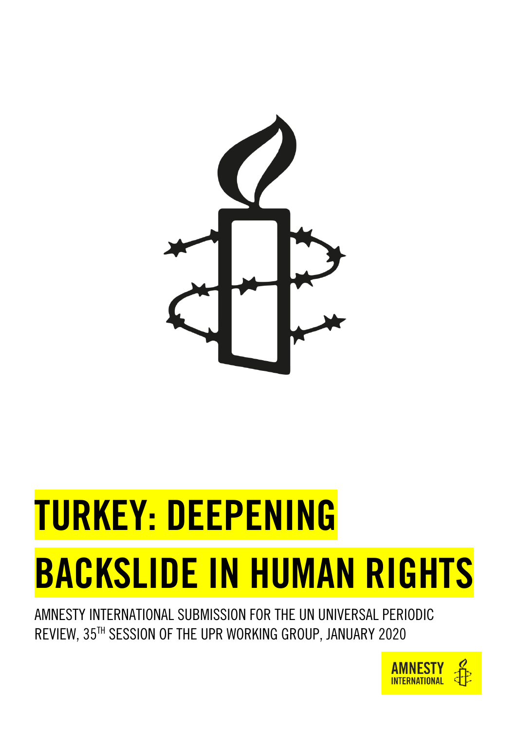# TURKEY: DEEPENING BACKSLIDE IN HUMAN RIGHTS

AMNESTY INTERNATIONAL SUBMISSION FOR THE UN UNIVERSAL PERIODIC REVIEW, 35TH SESSION OF THE UPR WORKING GROUP, JANUARY 2020

AMNESTY INTERNATIONAL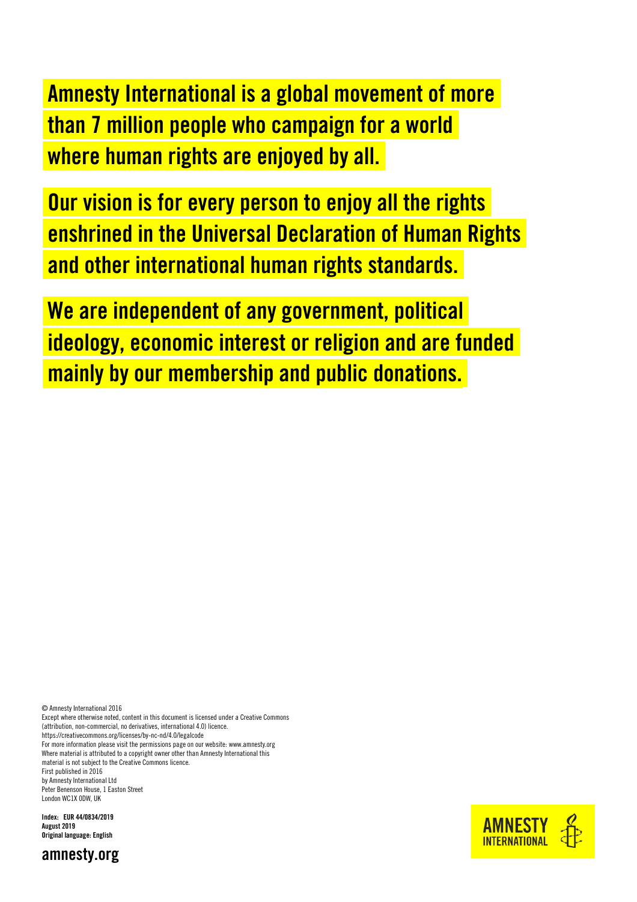**Amnesty International is a global movement of more than 7 million people who campaign for a world where human rights are enjoyed by all.**

**Our vision is for every person to enjoy all the rights enshrined in the Universal Declaration of Human Rights and other international human rights standards.**

**We are independent of any government, political ideology, economic interest or religion and are funded mainly by our membership and public donations.**

© Amnesty International 2016
Except where otherwise noted, content in this document is licensed under a Creative Commons (attribution, non-commercial, no derivatives, international 4.0) licence.
https://creativecommons.org/licenses/by-nc-nd/4.0/legalcode
For more information please visit the permissions page on our website: www.amnesty.org
Where material is attributed to a copyright owner other than Amnesty International this material is not subject to the Creative Commons licence.
First published in 2016
by Amnesty International Ltd
Peter Benenson House, 1 Easton Street
London WC1X 0DW, UK

**Index: EUR 44/0834/2019**
**August 2019**
**Original language: English**

**amnesty.org**

AMNESTY INTERNATIONAL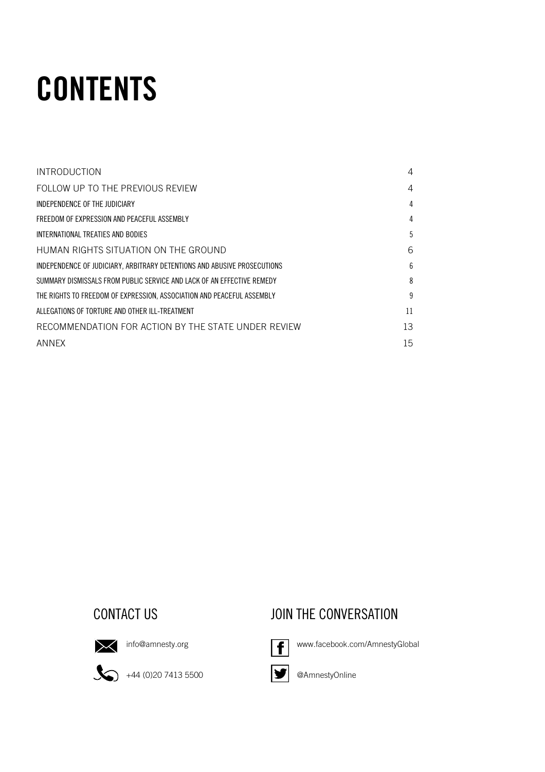# CONTENTS

| | |
|---|---|
| INTRODUCTION | 4 |
| FOLLOW UP TO THE PREVIOUS REVIEW | 4 |
| INDEPENDENCE OF THE JUDICIARY | 4 |
| FREEDOM OF EXPRESSION AND PEACEFUL ASSEMBLY | 4 |
| INTERNATIONAL TREATIES AND BODIES | 5 |
| HUMAN RIGHTS SITUATION ON THE GROUND | 6 |
| INDEPENDENCE OF JUDICIARY, ARBITRARY DETENTIONS AND ABUSIVE PROSECUTIONS | 6 |
| SUMMARY DISMISSALS FROM PUBLIC SERVICE AND LACK OF AN EFFECTIVE REMEDY | 8 |
| THE RIGHTS TO FREEDOM OF EXPRESSION, ASSOCIATION AND PEACEFUL ASSEMBLY | 9 |
| ALLEGATIONS OF TORTURE AND OTHER ILL-TREATMENT | 11 |
| RECOMMENDATION FOR ACTION BY THE STATE UNDER REVIEW | 13 |
| ANNEX | 15 |

## CONTACT US

info@amnesty.org

+44 (0)20 7413 5500

## JOIN THE CONVERSATION

www.facebook.com/AmnestyGlobal

@AmnestyOnline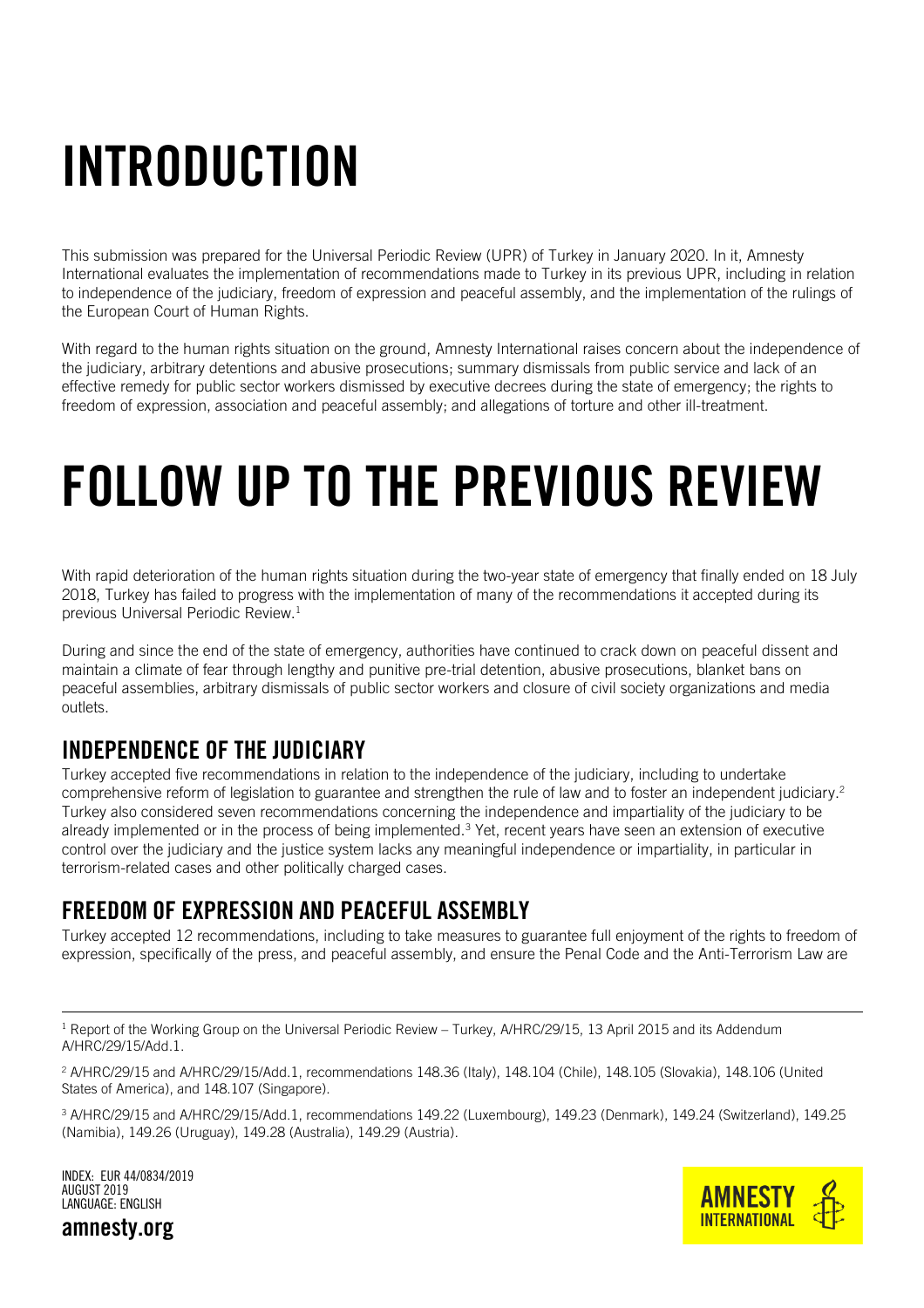# INTRODUCTION

This submission was prepared for the Universal Periodic Review (UPR) of Turkey in January 2020. In it, Amnesty International evaluates the implementation of recommendations made to Turkey in its previous UPR, including in relation to independence of the judiciary, freedom of expression and peaceful assembly, and the implementation of the rulings of the European Court of Human Rights.

With regard to the human rights situation on the ground, Amnesty International raises concern about the independence of the judiciary, arbitrary detentions and abusive prosecutions; summary dismissals from public service and lack of an effective remedy for public sector workers dismissed by executive decrees during the state of emergency; the rights to freedom of expression, association and peaceful assembly; and allegations of torture and other ill-treatment.

# FOLLOW UP TO THE PREVIOUS REVIEW

With rapid deterioration of the human rights situation during the two-year state of emergency that finally ended on 18 July 2018, Turkey has failed to progress with the implementation of many of the recommendations it accepted during its previous Universal Periodic Review.[1]

During and since the end of the state of emergency, authorities have continued to crack down on peaceful dissent and maintain a climate of fear through lengthy and punitive pre-trial detention, abusive prosecutions, blanket bans on peaceful assemblies, arbitrary dismissals of public sector workers and closure of civil society organizations and media outlets.

## INDEPENDENCE OF THE JUDICIARY

Turkey accepted five recommendations in relation to the independence of the judiciary, including to undertake comprehensive reform of legislation to guarantee and strengthen the rule of law and to foster an independent judiciary.[2] Turkey also considered seven recommendations concerning the independence and impartiality of the judiciary to be already implemented or in the process of being implemented.[3] Yet, recent years have seen an extension of executive control over the judiciary and the justice system lacks any meaningful independence or impartiality, in particular in terrorism-related cases and other politically charged cases.

## FREEDOM OF EXPRESSION AND PEACEFUL ASSEMBLY

Turkey accepted 12 recommendations, including to take measures to guarantee full enjoyment of the rights to freedom of expression, specifically of the press, and peaceful assembly, and ensure the Penal Code and the Anti-Terrorism Law are

---

[1] Report of the Working Group on the Universal Periodic Review – Turkey, A/HRC/29/15, 13 April 2015 and its Addendum A/HRC/29/15/Add.1.

[2] A/HRC/29/15 and A/HRC/29/15/Add.1, recommendations 148.36 (Italy), 148.104 (Chile), 148.105 (Slovakia), 148.106 (United States of America), and 148.107 (Singapore).

[3] A/HRC/29/15 and A/HRC/29/15/Add.1, recommendations 149.22 (Luxembourg), 149.23 (Denmark), 149.24 (Switzerland), 149.25 (Namibia), 149.26 (Uruguay), 149.28 (Australia), 149.29 (Austria).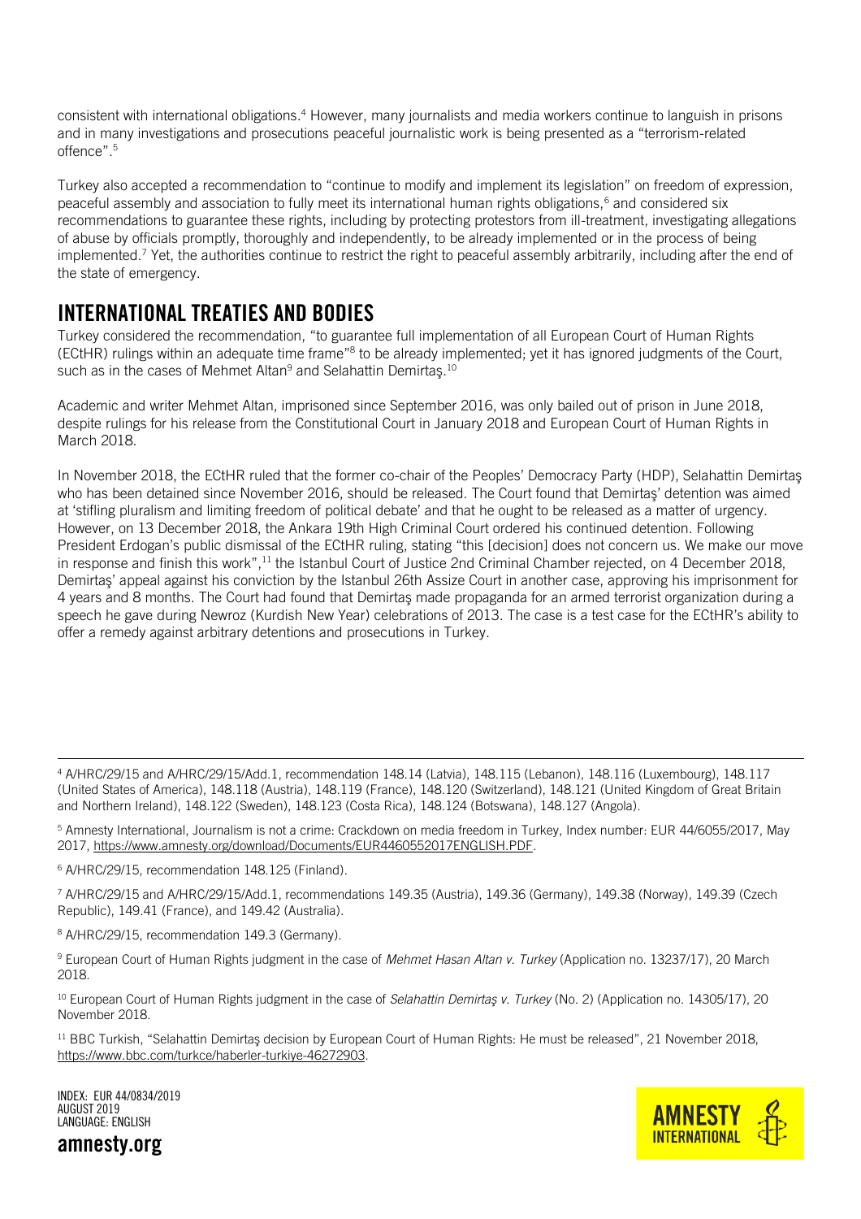consistent with international obligations.[4] However, many journalists and media workers continue to languish in prisons and in many investigations and prosecutions peaceful journalistic work is being presented as a "terrorism-related offence".[5]

Turkey also accepted a recommendation to "continue to modify and implement its legislation" on freedom of expression, peaceful assembly and association to fully meet its international human rights obligations,[6] and considered six recommendations to guarantee these rights, including by protecting protestors from ill-treatment, investigating allegations of abuse by officials promptly, thoroughly and independently, to be already implemented or in the process of being implemented.[7] Yet, the authorities continue to restrict the right to peaceful assembly arbitrarily, including after the end of the state of emergency.

## INTERNATIONAL TREATIES AND BODIES

Turkey considered the recommendation, "to guarantee full implementation of all European Court of Human Rights (ECtHR) rulings within an adequate time frame"[8] to be already implemented; yet it has ignored judgments of the Court, such as in the cases of Mehmet Altan[9] and Selahattin Demirtaş.[10]

Academic and writer Mehmet Altan, imprisoned since September 2016, was only bailed out of prison in June 2018, despite rulings for his release from the Constitutional Court in January 2018 and European Court of Human Rights in March 2018.

In November 2018, the ECtHR ruled that the former co-chair of the Peoples' Democracy Party (HDP), Selahattin Demirtaş who has been detained since November 2016, should be released. The Court found that Demirtaş' detention was aimed at 'stifling pluralism and limiting freedom of political debate' and that he ought to be released as a matter of urgency. However, on 13 December 2018, the Ankara 19th High Criminal Court ordered his continued detention. Following President Erdogan's public dismissal of the ECtHR ruling, stating "this [decision] does not concern us. We make our move in response and finish this work",[11] the Istanbul Court of Justice 2nd Criminal Chamber rejected, on 4 December 2018, Demirtaş' appeal against his conviction by the Istanbul 26th Assize Court in another case, approving his imprisonment for 4 years and 8 months. The Court had found that Demirtaş made propaganda for an armed terrorist organization during a speech he gave during Newroz (Kurdish New Year) celebrations of 2013. The case is a test case for the ECtHR's ability to offer a remedy against arbitrary detentions and prosecutions in Turkey.

---

[4] A/HRC/29/15 and A/HRC/29/15/Add.1, recommendation 148.14 (Latvia), 148.115 (Lebanon), 148.116 (Luxembourg), 148.117 (United States of America), 148.118 (Austria), 148.119 (France), 148.120 (Switzerland), 148.121 (United Kingdom of Great Britain and Northern Ireland), 148.122 (Sweden), 148.123 (Costa Rica), 148.124 (Botswana), 148.127 (Angola).

[5] Amnesty International, Journalism is not a crime: Crackdown on media freedom in Turkey, Index number: EUR 44/6055/2017, May 2017, https://www.amnesty.org/download/Documents/EUR4460552017ENGLISH.PDF.

[6] A/HRC/29/15, recommendation 148.125 (Finland).

[7] A/HRC/29/15 and A/HRC/29/15/Add.1, recommendations 149.35 (Austria), 149.36 (Germany), 149.38 (Norway), 149.39 (Czech Republic), 149.41 (France), and 149.42 (Australia).

[8] A/HRC/29/15, recommendation 149.3 (Germany).

[9] European Court of Human Rights judgment in the case of *Mehmet Hasan Altan v. Turkey* (Application no. 13237/17), 20 March 2018.

[10] European Court of Human Rights judgment in the case of *Selahattin Demirtaş v. Turkey* (No. 2) (Application no. 14305/17), 20 November 2018.

[11] BBC Turkish, "Selahattin Demirtaş decision by European Court of Human Rights: He must be released", 21 November 2018, https://www.bbc.com/turkce/haberler-turkiye-46272903.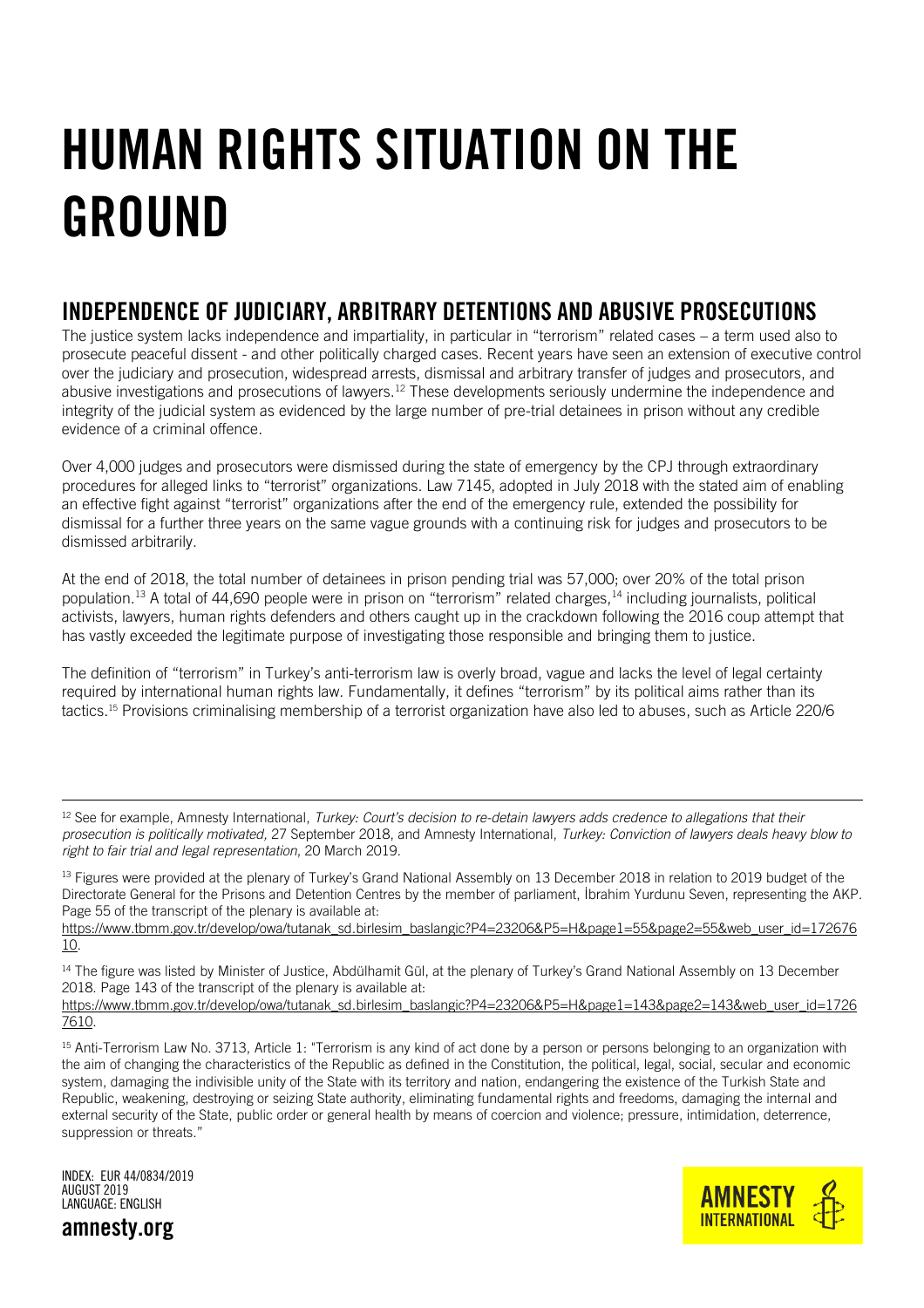# HUMAN RIGHTS SITUATION ON THE GROUND

## INDEPENDENCE OF JUDICIARY, ARBITRARY DETENTIONS AND ABUSIVE PROSECUTIONS

The justice system lacks independence and impartiality, in particular in "terrorism" related cases – a term used also to prosecute peaceful dissent - and other politically charged cases. Recent years have seen an extension of executive control over the judiciary and prosecution, widespread arrests, dismissal and arbitrary transfer of judges and prosecutors, and abusive investigations and prosecutions of lawyers.[12] These developments seriously undermine the independence and integrity of the judicial system as evidenced by the large number of pre-trial detainees in prison without any credible evidence of a criminal offence.

Over 4,000 judges and prosecutors were dismissed during the state of emergency by the CPJ through extraordinary procedures for alleged links to "terrorist" organizations. Law 7145, adopted in July 2018 with the stated aim of enabling an effective fight against "terrorist" organizations after the end of the emergency rule, extended the possibility for dismissal for a further three years on the same vague grounds with a continuing risk for judges and prosecutors to be dismissed arbitrarily.

At the end of 2018, the total number of detainees in prison pending trial was 57,000; over 20% of the total prison population.[13] A total of 44,690 people were in prison on "terrorism" related charges,[14] including journalists, political activists, lawyers, human rights defenders and others caught up in the crackdown following the 2016 coup attempt that has vastly exceeded the legitimate purpose of investigating those responsible and bringing them to justice.

The definition of "terrorism" in Turkey's anti-terrorism law is overly broad, vague and lacks the level of legal certainty required by international human rights law. Fundamentally, it defines "terrorism" by its political aims rather than its tactics.[15] Provisions criminalising membership of a terrorist organization have also led to abuses, such as Article 220/6

---

[12] See for example, Amnesty International, *Turkey: Court's decision to re-detain lawyers adds credence to allegations that their prosecution is politically motivated,* 27 September 2018, and Amnesty International, *Turkey: Conviction of lawyers deals heavy blow to right to fair trial and legal representation*, 20 March 2019.

[13] Figures were provided at the plenary of Turkey's Grand National Assembly on 13 December 2018 in relation to 2019 budget of the Directorate General for the Prisons and Detention Centres by the member of parliament, İbrahim Yurdunu Seven, representing the AKP. Page 55 of the transcript of the plenary is available at: https://www.tbmm.gov.tr/develop/owa/tutanak_sd.birlesim_baslangic?P4=23206&P5=H&page1=55&page2=55&web_user_id=17267610.

[14] The figure was listed by Minister of Justice, Abdülhamit Gül, at the plenary of Turkey's Grand National Assembly on 13 December 2018. Page 143 of the transcript of the plenary is available at: https://www.tbmm.gov.tr/develop/owa/tutanak_sd.birlesim_baslangic?P4=23206&P5=H&page1=143&page2=143&web_user_id=17267610.

[15] Anti-Terrorism Law No. 3713, Article 1: "Terrorism is any kind of act done by a person or persons belonging to an organization with the aim of changing the characteristics of the Republic as defined in the Constitution, the political, legal, social, secular and economic system, damaging the indivisible unity of the State with its territory and nation, endangering the existence of the Turkish State and Republic, weakening, destroying or seizing State authority, eliminating fundamental rights and freedoms, damaging the internal and external security of the State, public order or general health by means of coercion and violence; pressure, intimidation, deterrence, suppression or threats."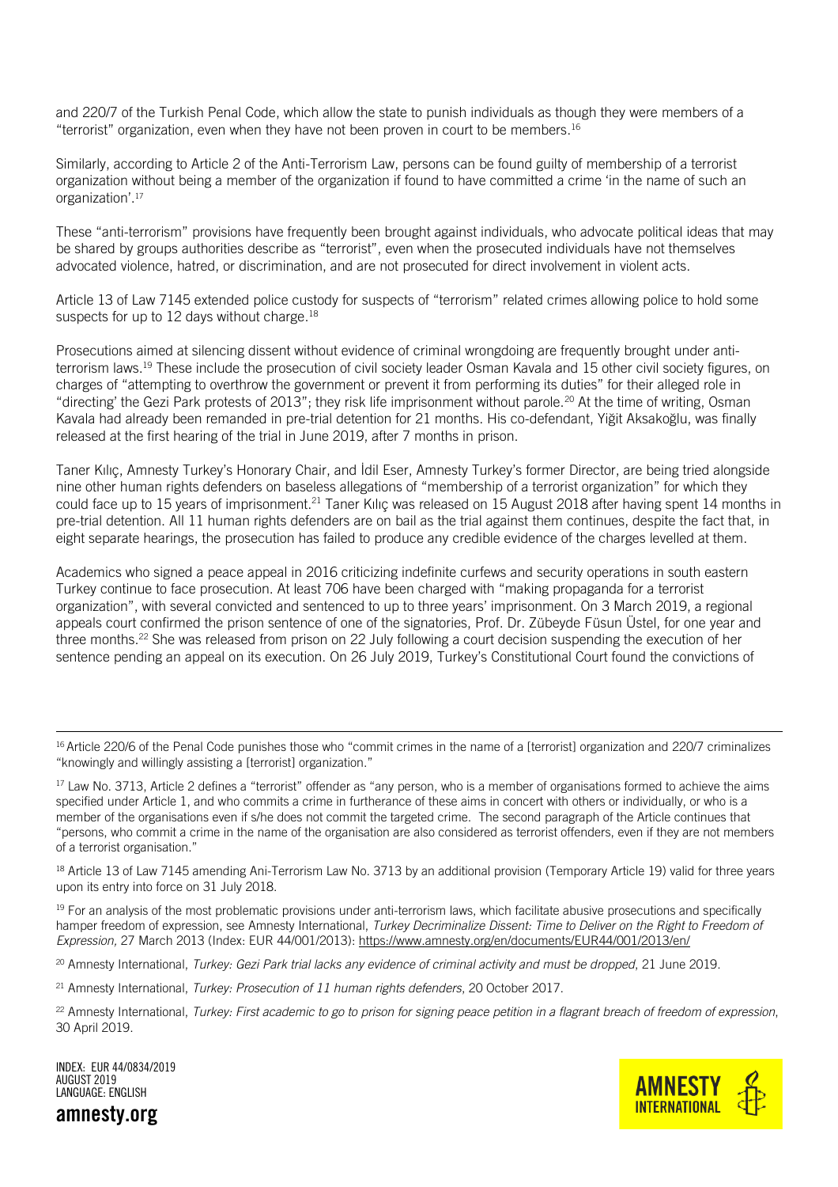and 220/7 of the Turkish Penal Code, which allow the state to punish individuals as though they were members of a "terrorist" organization, even when they have not been proven in court to be members.[16]

Similarly, according to Article 2 of the Anti-Terrorism Law, persons can be found guilty of membership of a terrorist organization without being a member of the organization if found to have committed a crime 'in the name of such an organization'.[17]

These "anti-terrorism" provisions have frequently been brought against individuals, who advocate political ideas that may be shared by groups authorities describe as "terrorist", even when the prosecuted individuals have not themselves advocated violence, hatred, or discrimination, and are not prosecuted for direct involvement in violent acts.

Article 13 of Law 7145 extended police custody for suspects of "terrorism" related crimes allowing police to hold some suspects for up to 12 days without charge.[18]

Prosecutions aimed at silencing dissent without evidence of criminal wrongdoing are frequently brought under anti-terrorism laws.[19] These include the prosecution of civil society leader Osman Kavala and 15 other civil society figures, on charges of "attempting to overthrow the government or prevent it from performing its duties" for their alleged role in "directing' the Gezi Park protests of 2013"; they risk life imprisonment without parole.[20] At the time of writing, Osman Kavala had already been remanded in pre-trial detention for 21 months. His co-defendant, Yiğit Aksakoğlu, was finally released at the first hearing of the trial in June 2019, after 7 months in prison.

Taner Kılıç, Amnesty Turkey's Honorary Chair, and İdil Eser, Amnesty Turkey's former Director, are being tried alongside nine other human rights defenders on baseless allegations of "membership of a terrorist organization" for which they could face up to 15 years of imprisonment.[21] Taner Kılıç was released on 15 August 2018 after having spent 14 months in pre-trial detention. All 11 human rights defenders are on bail as the trial against them continues, despite the fact that, in eight separate hearings, the prosecution has failed to produce any credible evidence of the charges levelled at them.

Academics who signed a peace appeal in 2016 criticizing indefinite curfews and security operations in south eastern Turkey continue to face prosecution. At least 706 have been charged with "making propaganda for a terrorist organization", with several convicted and sentenced to up to three years' imprisonment. On 3 March 2019, a regional appeals court confirmed the prison sentence of one of the signatories, Prof. Dr. Zübeyde Füsun Üstel, for one year and three months.[22] She was released from prison on 22 July following a court decision suspending the execution of her sentence pending an appeal on its execution. On 26 July 2019, Turkey's Constitutional Court found the convictions of

---

[16] Article 220/6 of the Penal Code punishes those who "commit crimes in the name of a [terrorist] organization and 220/7 criminalizes "knowingly and willingly assisting a [terrorist] organization."

[17] Law No. 3713, Article 2 defines a "terrorist" offender as "any person, who is a member of organisations formed to achieve the aims specified under Article 1, and who commits a crime in furtherance of these aims in concert with others or individually, or who is a member of the organisations even if s/he does not commit the targeted crime. The second paragraph of the Article continues that "persons, who commit a crime in the name of the organisation are also considered as terrorist offenders, even if they are not members of a terrorist organisation."

[18] Article 13 of Law 7145 amending Ani-Terrorism Law No. 3713 by an additional provision (Temporary Article 19) valid for three years upon its entry into force on 31 July 2018.

[19] For an analysis of the most problematic provisions under anti-terrorism laws, which facilitate abusive prosecutions and specifically hamper freedom of expression, see Amnesty International, *Turkey Decriminalize Dissent: Time to Deliver on the Right to Freedom of Expression,* 27 March 2013 (Index: EUR 44/001/2013): https://www.amnesty.org/en/documents/EUR44/001/2013/en/

[20] Amnesty International, *Turkey: Gezi Park trial lacks any evidence of criminal activity and must be dropped*, 21 June 2019.

[21] Amnesty International, *Turkey: Prosecution of 11 human rights defenders*, 20 October 2017.

[22] Amnesty International, *Turkey: First academic to go to prison for signing peace petition in a flagrant breach of freedom of expression*, 30 April 2019.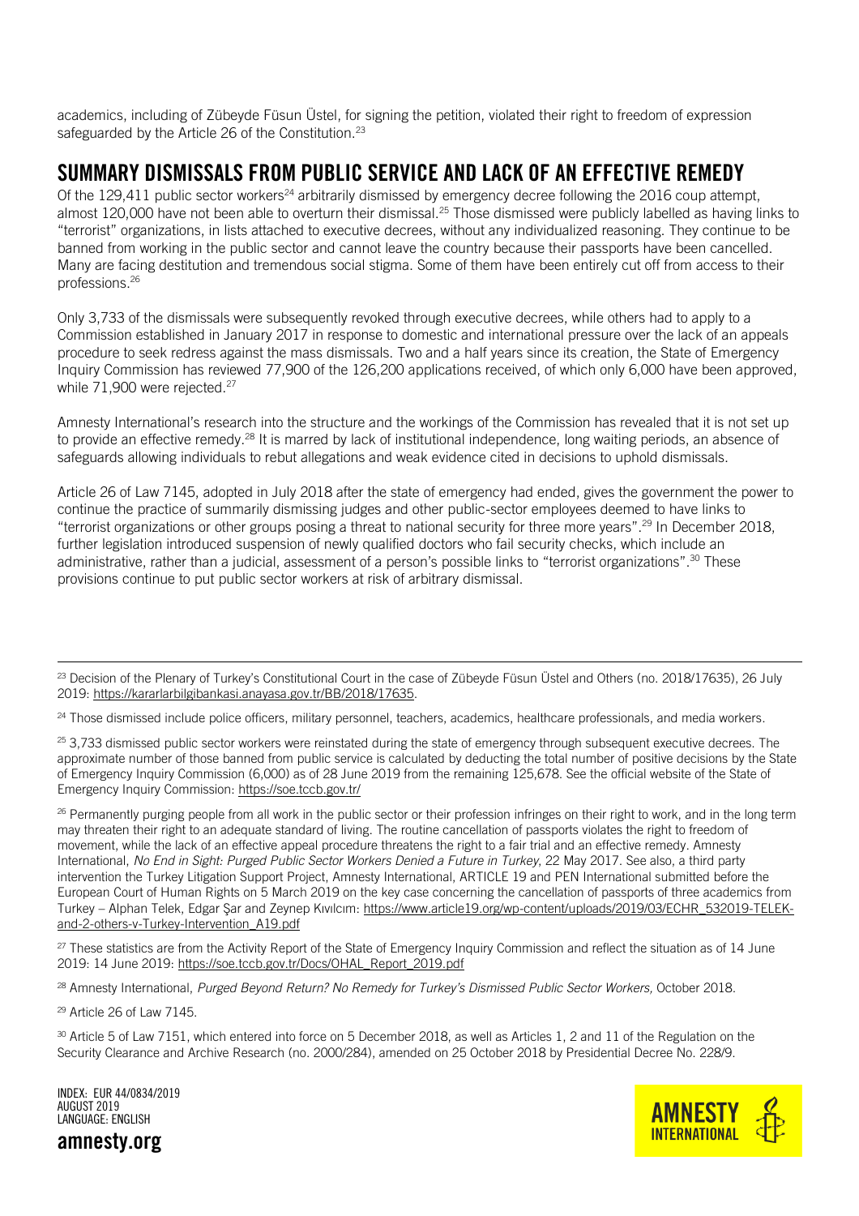academics, including of Zübeyde Füsun Üstel, for signing the petition, violated their right to freedom of expression safeguarded by the Article 26 of the Constitution.[23]

## SUMMARY DISMISSALS FROM PUBLIC SERVICE AND LACK OF AN EFFECTIVE REMEDY

Of the 129,411 public sector workers[24] arbitrarily dismissed by emergency decree following the 2016 coup attempt, almost 120,000 have not been able to overturn their dismissal.[25] Those dismissed were publicly labelled as having links to "terrorist" organizations, in lists attached to executive decrees, without any individualized reasoning. They continue to be banned from working in the public sector and cannot leave the country because their passports have been cancelled. Many are facing destitution and tremendous social stigma. Some of them have been entirely cut off from access to their professions.[26]

Only 3,733 of the dismissals were subsequently revoked through executive decrees, while others had to apply to a Commission established in January 2017 in response to domestic and international pressure over the lack of an appeals procedure to seek redress against the mass dismissals. Two and a half years since its creation, the State of Emergency Inquiry Commission has reviewed 77,900 of the 126,200 applications received, of which only 6,000 have been approved, while 71,900 were rejected.[27]

Amnesty International's research into the structure and the workings of the Commission has revealed that it is not set up to provide an effective remedy.[28] It is marred by lack of institutional independence, long waiting periods, an absence of safeguards allowing individuals to rebut allegations and weak evidence cited in decisions to uphold dismissals.

Article 26 of Law 7145, adopted in July 2018 after the state of emergency had ended, gives the government the power to continue the practice of summarily dismissing judges and other public-sector employees deemed to have links to "terrorist organizations or other groups posing a threat to national security for three more years".[29] In December 2018, further legislation introduced suspension of newly qualified doctors who fail security checks, which include an administrative, rather than a judicial, assessment of a person's possible links to "terrorist organizations".[30] These provisions continue to put public sector workers at risk of arbitrary dismissal.

---

[23] Decision of the Plenary of Turkey's Constitutional Court in the case of Zübeyde Füsun Üstel and Others (no. 2018/17635), 26 July 2019: https://kararlarbilgibankasi.anayasa.gov.tr/BB/2018/17635.

[24] Those dismissed include police officers, military personnel, teachers, academics, healthcare professionals, and media workers.

[25] 3,733 dismissed public sector workers were reinstated during the state of emergency through subsequent executive decrees. The approximate number of those banned from public service is calculated by deducting the total number of positive decisions by the State of Emergency Inquiry Commission (6,000) as of 28 June 2019 from the remaining 125,678. See the official website of the State of Emergency Inquiry Commission: https://soe.tccb.gov.tr/

[26] Permanently purging people from all work in the public sector or their profession infringes on their right to work, and in the long term may threaten their right to an adequate standard of living. The routine cancellation of passports violates the right to freedom of movement, while the lack of an effective appeal procedure threatens the right to a fair trial and an effective remedy. Amnesty International, *No End in Sight: Purged Public Sector Workers Denied a Future in Turkey*, 22 May 2017. See also, a third party intervention the Turkey Litigation Support Project, Amnesty International, ARTICLE 19 and PEN International submitted before the European Court of Human Rights on 5 March 2019 on the key case concerning the cancellation of passports of three academics from Turkey – Alphan Telek, Edgar Şar and Zeynep Kıvılcım: https://www.article19.org/wp-content/uploads/2019/03/ECHR_532019-TELEK-and-2-others-v-Turkey-Intervention_A19.pdf

[27] These statistics are from the Activity Report of the State of Emergency Inquiry Commission and reflect the situation as of 14 June 2019: 14 June 2019: https://soe.tccb.gov.tr/Docs/OHAL_Report_2019.pdf

[28] Amnesty International, *Purged Beyond Return? No Remedy for Turkey's Dismissed Public Sector Workers,* October 2018.

[29] Article 26 of Law 7145.

[30] Article 5 of Law 7151, which entered into force on 5 December 2018, as well as Articles 1, 2 and 11 of the Regulation on the Security Clearance and Archive Research (no. 2000/284), amended on 25 October 2018 by Presidential Decree No. 228/9.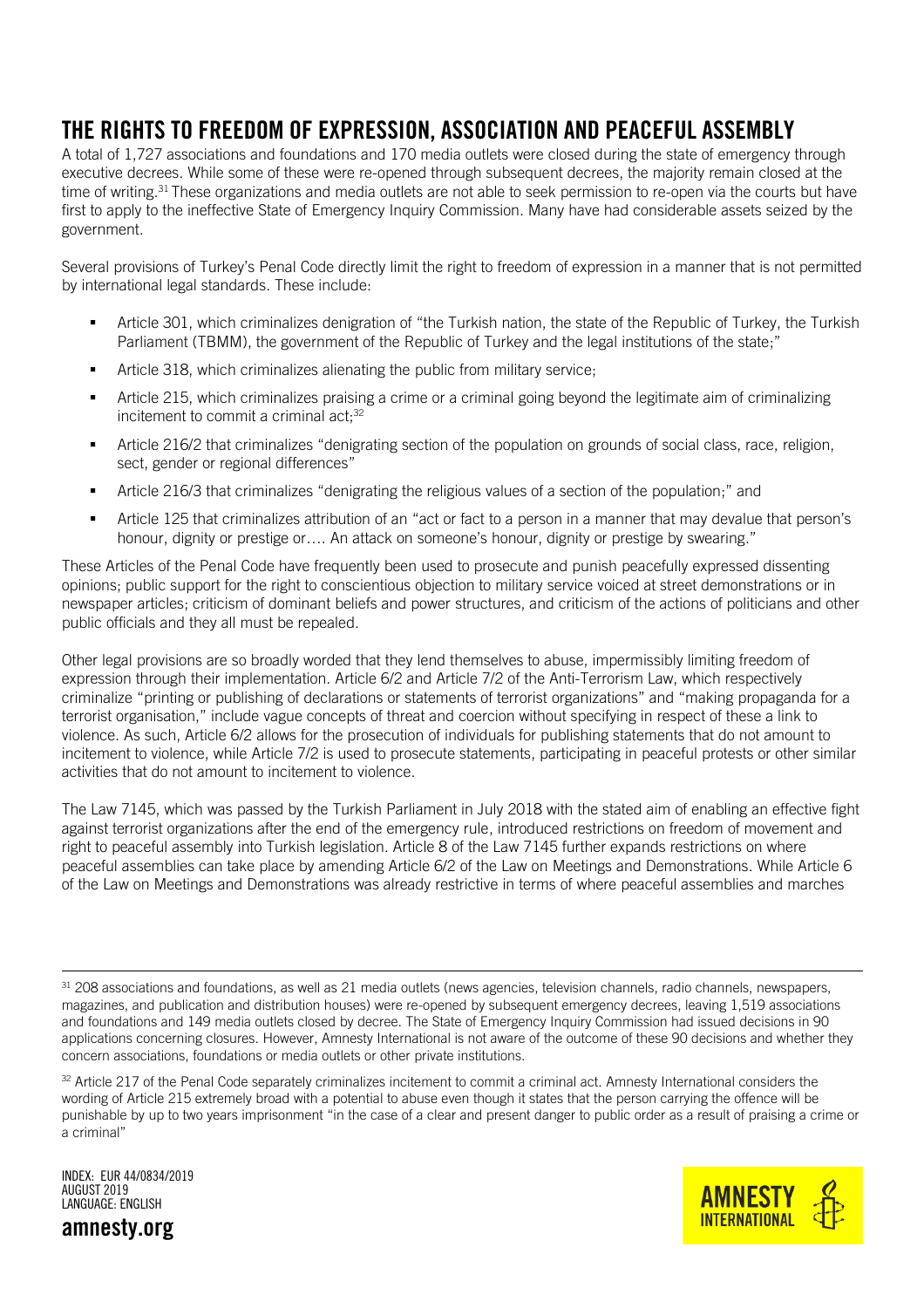## THE RIGHTS TO FREEDOM OF EXPRESSION, ASSOCIATION AND PEACEFUL ASSEMBLY

A total of 1,727 associations and foundations and 170 media outlets were closed during the state of emergency through executive decrees. While some of these were re-opened through subsequent decrees, the majority remain closed at the time of writing.[31] These organizations and media outlets are not able to seek permission to re-open via the courts but have first to apply to the ineffective State of Emergency Inquiry Commission. Many have had considerable assets seized by the government.

Several provisions of Turkey's Penal Code directly limit the right to freedom of expression in a manner that is not permitted by international legal standards. These include:

- Article 301, which criminalizes denigration of "the Turkish nation, the state of the Republic of Turkey, the Turkish Parliament (TBMM), the government of the Republic of Turkey and the legal institutions of the state;"
- Article 318, which criminalizes alienating the public from military service;
- Article 215, which criminalizes praising a crime or a criminal going beyond the legitimate aim of criminalizing incitement to commit a criminal act;[32]
- Article 216/2 that criminalizes "denigrating section of the population on grounds of social class, race, religion, sect, gender or regional differences"
- Article 216/3 that criminalizes "denigrating the religious values of a section of the population;" and
- Article 125 that criminalizes attribution of an "act or fact to a person in a manner that may devalue that person's honour, dignity or prestige or…. An attack on someone's honour, dignity or prestige by swearing."

These Articles of the Penal Code have frequently been used to prosecute and punish peacefully expressed dissenting opinions; public support for the right to conscientious objection to military service voiced at street demonstrations or in newspaper articles; criticism of dominant beliefs and power structures, and criticism of the actions of politicians and other public officials and they all must be repealed.

Other legal provisions are so broadly worded that they lend themselves to abuse, impermissibly limiting freedom of expression through their implementation. Article 6/2 and Article 7/2 of the Anti-Terrorism Law, which respectively criminalize "printing or publishing of declarations or statements of terrorist organizations" and "making propaganda for a terrorist organisation," include vague concepts of threat and coercion without specifying in respect of these a link to violence. As such, Article 6/2 allows for the prosecution of individuals for publishing statements that do not amount to incitement to violence, while Article 7/2 is used to prosecute statements, participating in peaceful protests or other similar activities that do not amount to incitement to violence.

The Law 7145, which was passed by the Turkish Parliament in July 2018 with the stated aim of enabling an effective fight against terrorist organizations after the end of the emergency rule, introduced restrictions on freedom of movement and right to peaceful assembly into Turkish legislation. Article 8 of the Law 7145 further expands restrictions on where peaceful assemblies can take place by amending Article 6/2 of the Law on Meetings and Demonstrations. While Article 6 of the Law on Meetings and Demonstrations was already restrictive in terms of where peaceful assemblies and marches

---

[31] 208 associations and foundations, as well as 21 media outlets (news agencies, television channels, radio channels, newspapers, magazines, and publication and distribution houses) were re-opened by subsequent emergency decrees, leaving 1,519 associations and foundations and 149 media outlets closed by decree. The State of Emergency Inquiry Commission had issued decisions in 90 applications concerning closures. However, Amnesty International is not aware of the outcome of these 90 decisions and whether they concern associations, foundations or media outlets or other private institutions.

[32] Article 217 of the Penal Code separately criminalizes incitement to commit a criminal act. Amnesty International considers the wording of Article 215 extremely broad with a potential to abuse even though it states that the person carrying the offence will be punishable by up to two years imprisonment "in the case of a clear and present danger to public order as a result of praising a crime or a criminal"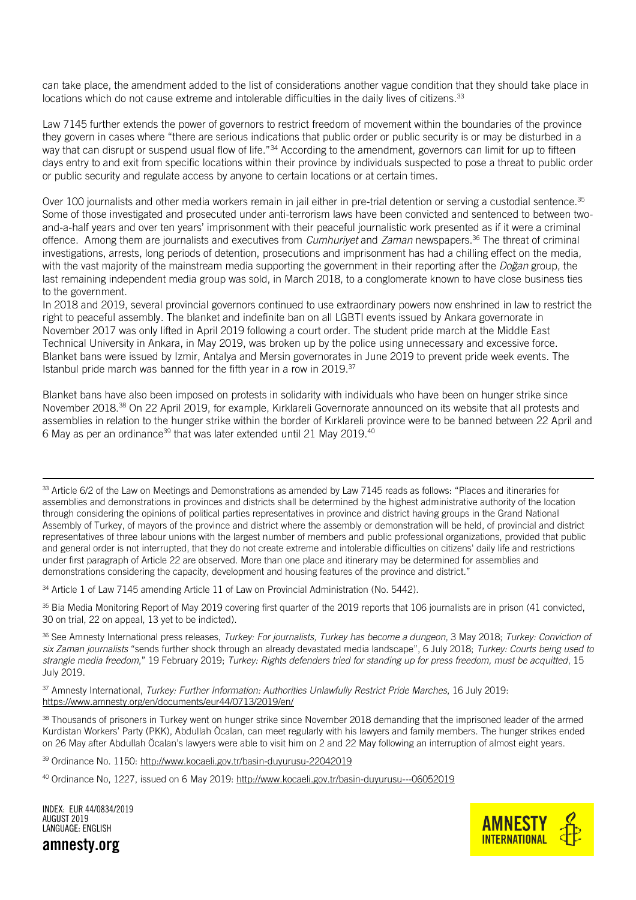can take place, the amendment added to the list of considerations another vague condition that they should take place in locations which do not cause extreme and intolerable difficulties in the daily lives of citizens.[33]

Law 7145 further extends the power of governors to restrict freedom of movement within the boundaries of the province they govern in cases where "there are serious indications that public order or public security is or may be disturbed in a way that can disrupt or suspend usual flow of life."[34] According to the amendment, governors can limit for up to fifteen days entry to and exit from specific locations within their province by individuals suspected to pose a threat to public order or public security and regulate access by anyone to certain locations or at certain times.

Over 100 journalists and other media workers remain in jail either in pre-trial detention or serving a custodial sentence.[35] Some of those investigated and prosecuted under anti-terrorism laws have been convicted and sentenced to between two-and-a-half years and over ten years' imprisonment with their peaceful journalistic work presented as if it were a criminal offence. Among them are journalists and executives from *Cumhuriyet* and *Zaman* newspapers.[36] The threat of criminal investigations, arrests, long periods of detention, prosecutions and imprisonment has had a chilling effect on the media, with the vast majority of the mainstream media supporting the government in their reporting after the *Doğan* group*,* the last remaining independent media group was sold, in March 2018, to a conglomerate known to have close business ties to the government.

In 2018 and 2019, several provincial governors continued to use extraordinary powers now enshrined in law to restrict the right to peaceful assembly. The blanket and indefinite ban on all LGBTI events issued by Ankara governorate in November 2017 was only lifted in April 2019 following a court order. The student pride march at the Middle East Technical University in Ankara, in May 2019, was broken up by the police using unnecessary and excessive force. Blanket bans were issued by Izmir, Antalya and Mersin governorates in June 2019 to prevent pride week events. The Istanbul pride march was banned for the fifth year in a row in 2019.[37]

Blanket bans have also been imposed on protests in solidarity with individuals who have been on hunger strike since November 2018.[38] On 22 April 2019, for example, Kırklareli Governorate announced on its website that all protests and assemblies in relation to the hunger strike within the border of Kırklareli province were to be banned between 22 April and 6 May as per an ordinance[39] that was later extended until 21 May 2019.[40]

---

[33] Article 6/2 of the Law on Meetings and Demonstrations as amended by Law 7145 reads as follows: "Places and itineraries for assemblies and demonstrations in provinces and districts shall be determined by the highest administrative authority of the location through considering the opinions of political parties representatives in province and district having groups in the Grand National Assembly of Turkey, of mayors of the province and district where the assembly or demonstration will be held, of provincial and district representatives of three labour unions with the largest number of members and public professional organizations, provided that public and general order is not interrupted, that they do not create extreme and intolerable difficulties on citizens' daily life and restrictions under first paragraph of Article 22 are observed. More than one place and itinerary may be determined for assemblies and demonstrations considering the capacity, development and housing features of the province and district."

[34] Article 1 of Law 7145 amending Article 11 of Law on Provincial Administration (No. 5442).

[35] Bia Media Monitoring Report of May 2019 covering first quarter of the 2019 reports that 106 journalists are in prison (41 convicted, 30 on trial, 22 on appeal, 13 yet to be indicted).

[36] See Amnesty International press releases, *Turkey: For journalists, Turkey has become a dungeon*, 3 May 2018; *Turkey: Conviction of six Zaman journalists* "sends further shock through an already devastated media landscape", 6 July 2018; *Turkey: Courts being used to strangle media freedom*," 19 February 2019; *Turkey: Rights defenders tried for standing up for press freedom, must be acquitted*, 15 July 2019.

[37] Amnesty International, *Turkey: Further Information: Authorities Unlawfully Restrict Pride Marches*, 16 July 2019: https://www.amnesty.org/en/documents/eur44/0713/2019/en/

[38] Thousands of prisoners in Turkey went on hunger strike since November 2018 demanding that the imprisoned leader of the armed Kurdistan Workers' Party (PKK), Abdullah Öcalan, can meet regularly with his lawyers and family members. The hunger strikes ended on 26 May after Abdullah Öcalan's lawyers were able to visit him on 2 and 22 May following an interruption of almost eight years.

[39] Ordinance No. 1150: http://www.kocaeli.gov.tr/basin-duyurusu-22042019

[40] Ordinance No, 1227, issued on 6 May 2019: http://www.kocaeli.gov.tr/basin-duyurusu---06052019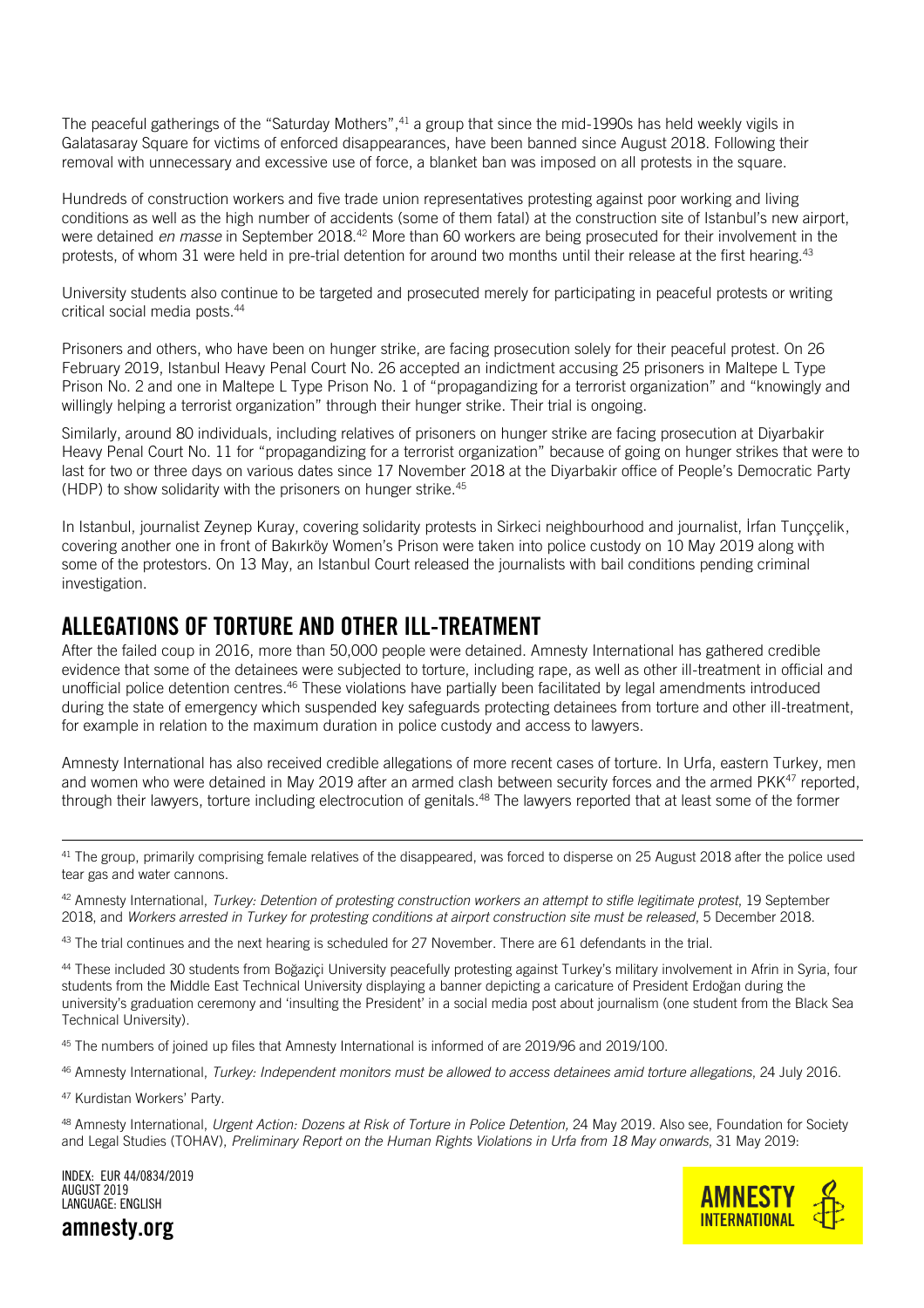The peaceful gatherings of the "Saturday Mothers",[41] a group that since the mid-1990s has held weekly vigils in Galatasaray Square for victims of enforced disappearances, have been banned since August 2018. Following their removal with unnecessary and excessive use of force, a blanket ban was imposed on all protests in the square.

Hundreds of construction workers and five trade union representatives protesting against poor working and living conditions as well as the high number of accidents (some of them fatal) at the construction site of Istanbul's new airport, were detained *en masse* in September 2018.[42] More than 60 workers are being prosecuted for their involvement in the protests, of whom 31 were held in pre-trial detention for around two months until their release at the first hearing.[43]

University students also continue to be targeted and prosecuted merely for participating in peaceful protests or writing critical social media posts.[44]

Prisoners and others, who have been on hunger strike, are facing prosecution solely for their peaceful protest. On 26 February 2019, Istanbul Heavy Penal Court No. 26 accepted an indictment accusing 25 prisoners in Maltepe L Type Prison No. 2 and one in Maltepe L Type Prison No. 1 of "propagandizing for a terrorist organization" and "knowingly and willingly helping a terrorist organization" through their hunger strike. Their trial is ongoing.

Similarly, around 80 individuals, including relatives of prisoners on hunger strike are facing prosecution at Diyarbakir Heavy Penal Court No. 11 for "propagandizing for a terrorist organization" because of going on hunger strikes that were to last for two or three days on various dates since 17 November 2018 at the Diyarbakir office of People's Democratic Party (HDP) to show solidarity with the prisoners on hunger strike.[45]

In Istanbul, journalist Zeynep Kuray, covering solidarity protests in Sirkeci neighbourhood and journalist, İrfan Tunççelik, covering another one in front of Bakırköy Women's Prison were taken into police custody on 10 May 2019 along with some of the protestors. On 13 May, an Istanbul Court released the journalists with bail conditions pending criminal investigation.

## ALLEGATIONS OF TORTURE AND OTHER ILL-TREATMENT

After the failed coup in 2016, more than 50,000 people were detained. Amnesty International has gathered credible evidence that some of the detainees were subjected to torture, including rape, as well as other ill-treatment in official and unofficial police detention centres.[46] These violations have partially been facilitated by legal amendments introduced during the state of emergency which suspended key safeguards protecting detainees from torture and other ill-treatment, for example in relation to the maximum duration in police custody and access to lawyers.

Amnesty International has also received credible allegations of more recent cases of torture. In Urfa, eastern Turkey, men and women who were detained in May 2019 after an armed clash between security forces and the armed PKK[47] reported, through their lawyers, torture including electrocution of genitals.[48] The lawyers reported that at least some of the former

---

[41] The group, primarily comprising female relatives of the disappeared, was forced to disperse on 25 August 2018 after the police used tear gas and water cannons.

[42] Amnesty International, *Turkey: Detention of protesting construction workers an attempt to stifle legitimate protest*, 19 September 2018, and *Workers arrested in Turkey for protesting conditions at airport construction site must be released*, 5 December 2018.

[43] The trial continues and the next hearing is scheduled for 27 November. There are 61 defendants in the trial.

[44] These included 30 students from Boğaziçi University peacefully protesting against Turkey's military involvement in Afrin in Syria, four students from the Middle East Technical University displaying a banner depicting a caricature of President Erdoğan during the university's graduation ceremony and 'insulting the President' in a social media post about journalism (one student from the Black Sea Technical University).

[45] The numbers of joined up files that Amnesty International is informed of are 2019/96 and 2019/100.

[46] Amnesty International, *Turkey: Independent monitors must be allowed to access detainees amid torture allegations*, 24 July 2016.

[47] Kurdistan Workers' Party.

[48] Amnesty International, *Urgent Action: Dozens at Risk of Torture in Police Detention,* 24 May 2019. Also see, Foundation for Society and Legal Studies (TOHAV), *Preliminary Report on the Human Rights Violations in Urfa from 18 May onwards*, 31 May 2019: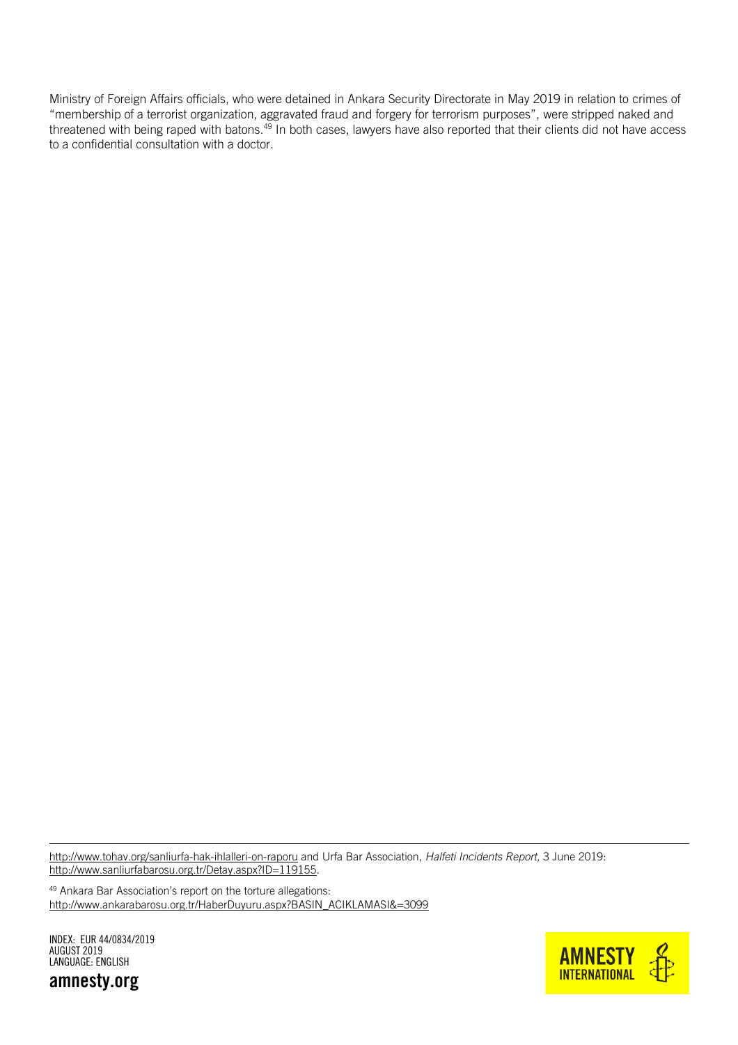Ministry of Foreign Affairs officials, who were detained in Ankara Security Directorate in May 2019 in relation to crimes of "membership of a terrorist organization, aggravated fraud and forgery for terrorism purposes", were stripped naked and threatened with being raped with batons.[49] In both cases, lawyers have also reported that their clients did not have access to a confidential consultation with a doctor.

---

http://www.tohav.org/sanliurfa-hak-ihlalleri-on-raporu and Urfa Bar Association, *Halfeti Incidents Report,* 3 June 2019: http://www.sanliurfabarosu.org.tr/Detay.aspx?ID=119155.

[49] Ankara Bar Association's report on the torture allegations: http://www.ankarabarosu.org.tr/HaberDuyuru.aspx?BASIN_ACIKLAMASI&=3099

INDEX: EUR 44/0834/2019
AUGUST 2019
LANGUAGE: ENGLISH

amnesty.org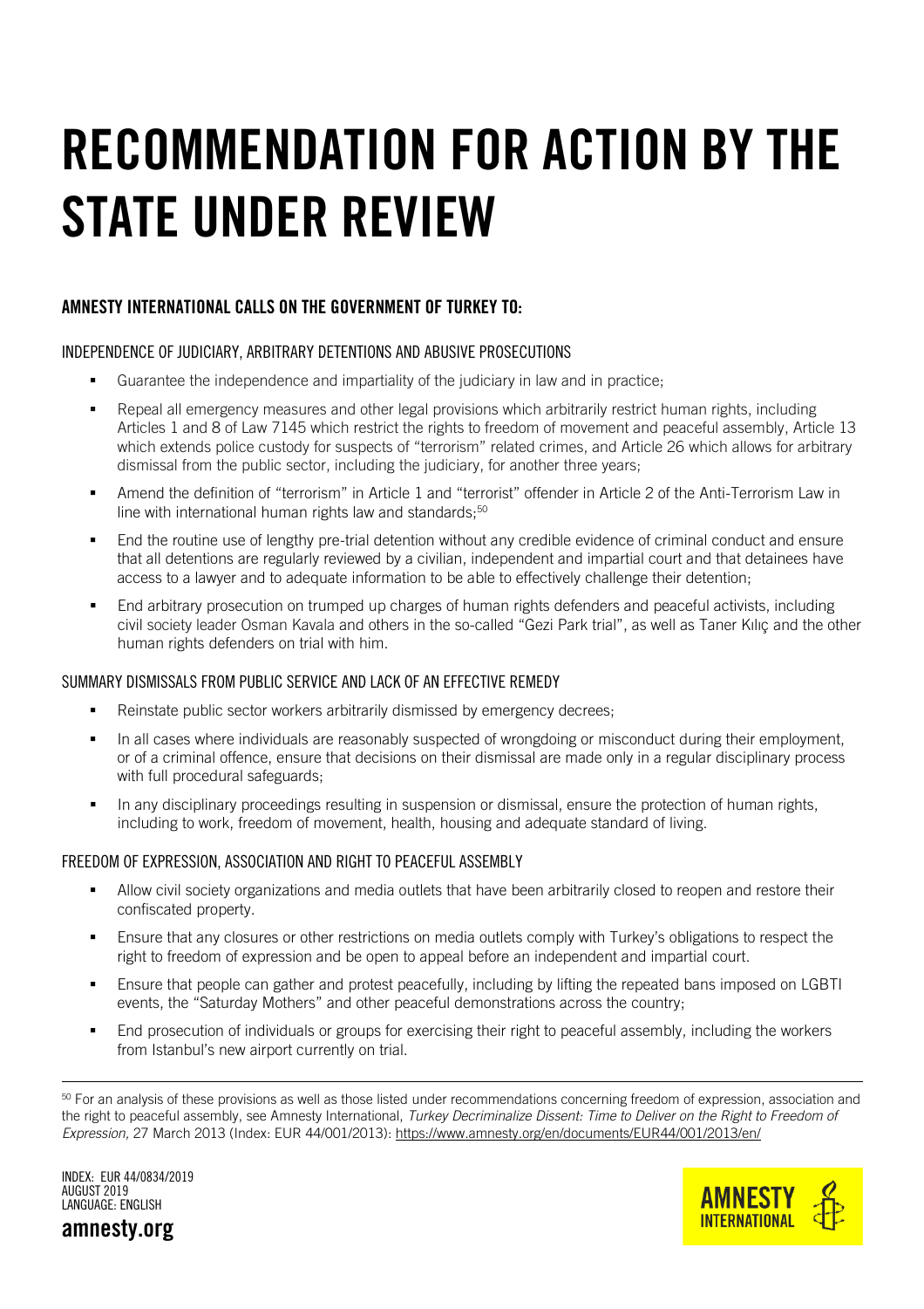# RECOMMENDATION FOR ACTION BY THE STATE UNDER REVIEW

## AMNESTY INTERNATIONAL CALLS ON THE GOVERNMENT OF TURKEY TO:

### INDEPENDENCE OF JUDICIARY, ARBITRARY DETENTIONS AND ABUSIVE PROSECUTIONS

- Guarantee the independence and impartiality of the judiciary in law and in practice;
- Repeal all emergency measures and other legal provisions which arbitrarily restrict human rights, including Articles 1 and 8 of Law 7145 which restrict the rights to freedom of movement and peaceful assembly, Article 13 which extends police custody for suspects of "terrorism" related crimes, and Article 26 which allows for arbitrary dismissal from the public sector, including the judiciary, for another three years;
- Amend the definition of "terrorism" in Article 1 and "terrorist" offender in Article 2 of the Anti-Terrorism Law in line with international human rights law and standards;[50]
- End the routine use of lengthy pre-trial detention without any credible evidence of criminal conduct and ensure that all detentions are regularly reviewed by a civilian, independent and impartial court and that detainees have access to a lawyer and to adequate information to be able to effectively challenge their detention;
- End arbitrary prosecution on trumped up charges of human rights defenders and peaceful activists, including civil society leader Osman Kavala and others in the so-called "Gezi Park trial", as well as Taner Kılıç and the other human rights defenders on trial with him.

### SUMMARY DISMISSALS FROM PUBLIC SERVICE AND LACK OF AN EFFECTIVE REMEDY

- Reinstate public sector workers arbitrarily dismissed by emergency decrees;
- In all cases where individuals are reasonably suspected of wrongdoing or misconduct during their employment, or of a criminal offence, ensure that decisions on their dismissal are made only in a regular disciplinary process with full procedural safeguards;
- In any disciplinary proceedings resulting in suspension or dismissal, ensure the protection of human rights, including to work, freedom of movement, health, housing and adequate standard of living.

### FREEDOM OF EXPRESSION, ASSOCIATION AND RIGHT TO PEACEFUL ASSEMBLY

- Allow civil society organizations and media outlets that have been arbitrarily closed to reopen and restore their confiscated property.
- Ensure that any closures or other restrictions on media outlets comply with Turkey's obligations to respect the right to freedom of expression and be open to appeal before an independent and impartial court.
- Ensure that people can gather and protest peacefully, including by lifting the repeated bans imposed on LGBTI events, the "Saturday Mothers" and other peaceful demonstrations across the country;
- End prosecution of individuals or groups for exercising their right to peaceful assembly, including the workers from Istanbul's new airport currently on trial.

---

[50] For an analysis of these provisions as well as those listed under recommendations concerning freedom of expression, association and the right to peaceful assembly, see Amnesty International, *Turkey Decriminalize Dissent: Time to Deliver on the Right to Freedom of Expression,* 27 March 2013 (Index: EUR 44/001/2013): https://www.amnesty.org/en/documents/EUR44/001/2013/en/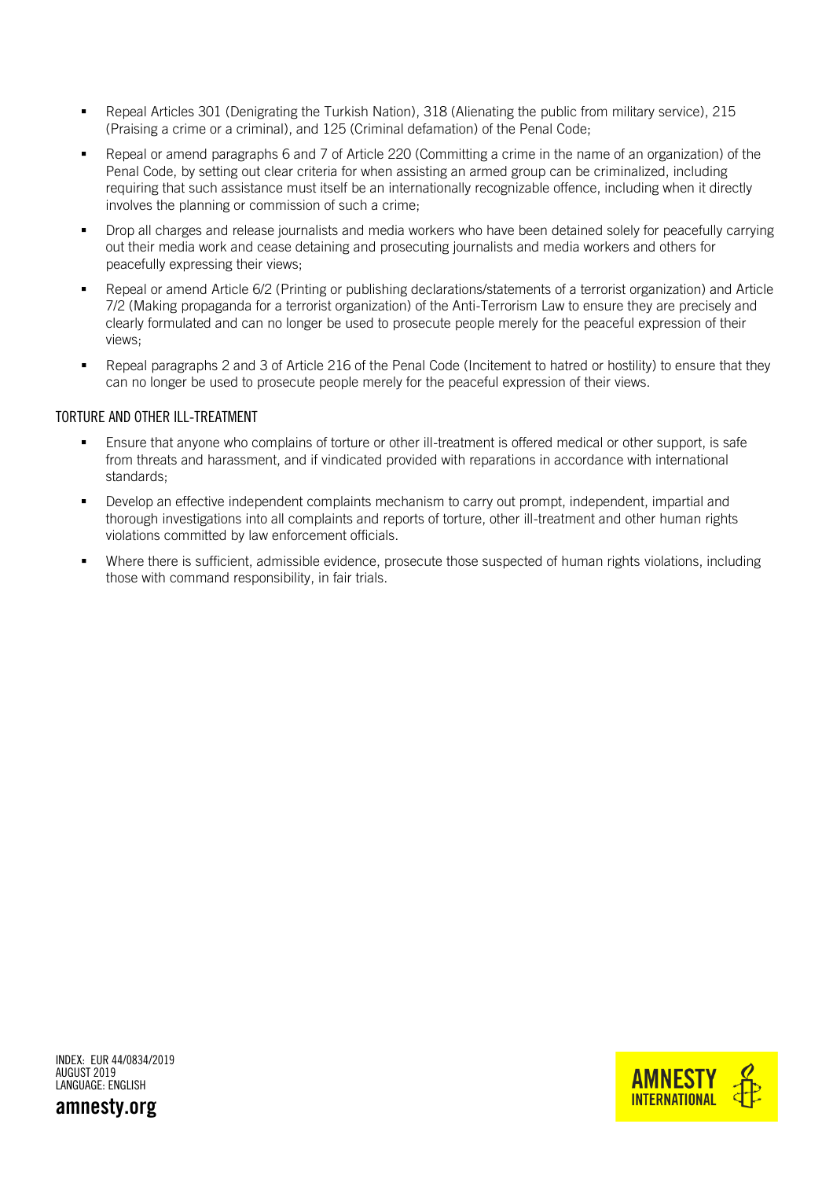- Repeal Articles 301 (Denigrating the Turkish Nation), 318 (Alienating the public from military service), 215 (Praising a crime or a criminal), and 125 (Criminal defamation) of the Penal Code;
- Repeal or amend paragraphs 6 and 7 of Article 220 (Committing a crime in the name of an organization) of the Penal Code, by setting out clear criteria for when assisting an armed group can be criminalized, including requiring that such assistance must itself be an internationally recognizable offence, including when it directly involves the planning or commission of such a crime;
- Drop all charges and release journalists and media workers who have been detained solely for peacefully carrying out their media work and cease detaining and prosecuting journalists and media workers and others for peacefully expressing their views;
- Repeal or amend Article 6/2 (Printing or publishing declarations/statements of a terrorist organization) and Article 7/2 (Making propaganda for a terrorist organization) of the Anti-Terrorism Law to ensure they are precisely and clearly formulated and can no longer be used to prosecute people merely for the peaceful expression of their views;
- Repeal paragraphs 2 and 3 of Article 216 of the Penal Code (Incitement to hatred or hostility) to ensure that they can no longer be used to prosecute people merely for the peaceful expression of their views.

### TORTURE AND OTHER ILL-TREATMENT

- Ensure that anyone who complains of torture or other ill-treatment is offered medical or other support, is safe from threats and harassment, and if vindicated provided with reparations in accordance with international standards;
- Develop an effective independent complaints mechanism to carry out prompt, independent, impartial and thorough investigations into all complaints and reports of torture, other ill-treatment and other human rights violations committed by law enforcement officials.
- Where there is sufficient, admissible evidence, prosecute those suspected of human rights violations, including those with command responsibility, in fair trials.

INDEX: EUR 44/0834/2019
AUGUST 2019
LANGUAGE: ENGLISH

**amnesty.org**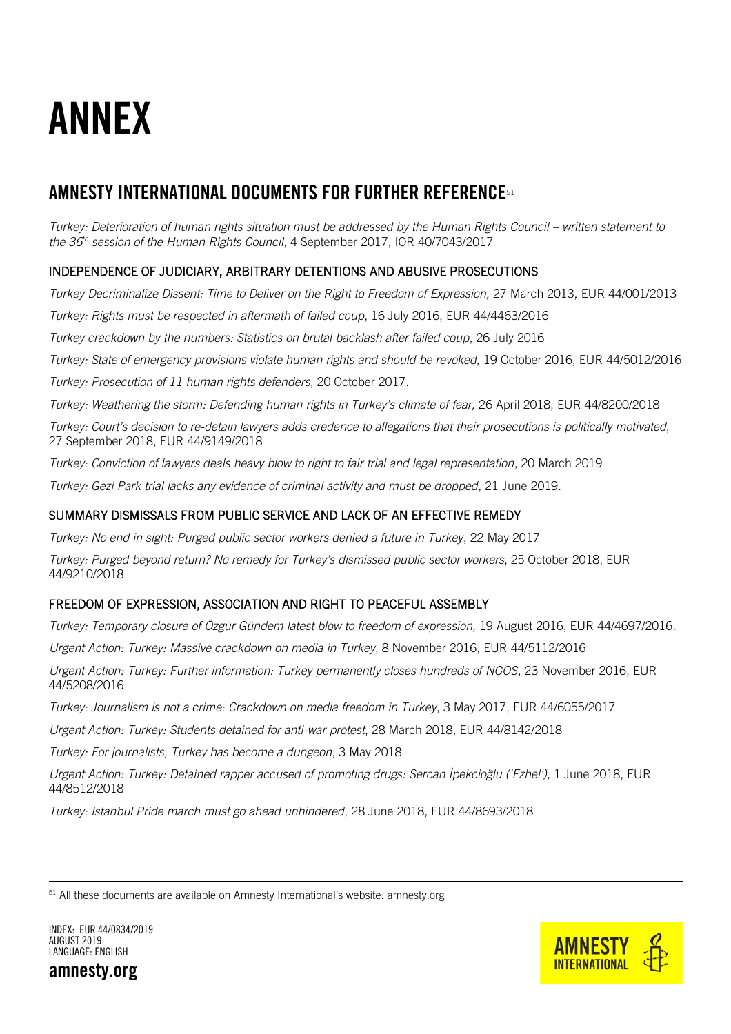# ANNEX

## AMNESTY INTERNATIONAL DOCUMENTS FOR FURTHER REFERENCE[51]

*Turkey: Deterioration of human rights situation must be addressed by the Human Rights Council – written statement to the 36th session of the Human Rights Council*, 4 September 2017, IOR 40/7043/2017

### INDEPENDENCE OF JUDICIARY, ARBITRARY DETENTIONS AND ABUSIVE PROSECUTIONS

*Turkey Decriminalize Dissent: Time to Deliver on the Right to Freedom of Expression,* 27 March 2013, EUR 44/001/2013

*Turkey: Rights must be respected in aftermath of failed coup*, 16 July 2016, EUR 44/4463/2016

*Turkey crackdown by the numbers: Statistics on brutal backlash after failed coup*, 26 July 2016

*Turkey: State of emergency provisions violate human rights and should be revoked,* 19 October 2016, EUR 44/5012/2016

*Turkey: Prosecution of 11 human rights defenders*, 20 October 2017.

*Turkey: Weathering the storm: Defending human rights in Turkey's climate of fear,* 26 April 2018, EUR 44/8200/2018

*Turkey: Court's decision to re-detain lawyers adds credence to allegations that their prosecutions is politically motivated*, 27 September 2018, EUR 44/9149/2018

*Turkey: Conviction of lawyers deals heavy blow to right to fair trial and legal representation*, 20 March 2019

*Turkey: Gezi Park trial lacks any evidence of criminal activity and must be dropped*, 21 June 2019.

### SUMMARY DISMISSALS FROM PUBLIC SERVICE AND LACK OF AN EFFECTIVE REMEDY

*Turkey: No end in sight: Purged public sector workers denied a future in Turkey*, 22 May 2017

*Turkey: Purged beyond return? No remedy for Turkey's dismissed public sector workers*, 25 October 2018, EUR 44/9210/2018

### FREEDOM OF EXPRESSION, ASSOCIATION AND RIGHT TO PEACEFUL ASSEMBLY

*Turkey: Temporary closure of Özgür Gündem latest blow to freedom of expression,* 19 August 2016, EUR 44/4697/2016.

*Urgent Action: Turkey: Massive crackdown on media in Turkey*, 8 November 2016, EUR 44/5112/2016

*Urgent Action: Turkey: Further information: Turkey permanently closes hundreds of NGOS*, 23 November 2016, EUR 44/5208/2016

*Turkey: Journalism is not a crime: Crackdown on media freedom in Turkey*, 3 May 2017, EUR 44/6055/2017

*Urgent Action: Turkey: Students detained for anti-war protest*, 28 March 2018, EUR 44/8142/2018

*Turkey: For journalists, Turkey has become a dungeon*, 3 May 2018

*Urgent Action: Turkey: Detained rapper accused of promoting drugs: Sercan İpekcioğlu ('Ezhel'),* 1 June 2018, EUR 44/8512/2018

*Turkey: Istanbul Pride march must go ahead unhindered*, 28 June 2018, EUR 44/8693/2018

---

[51] All these documents are available on Amnesty International's website: amnesty.org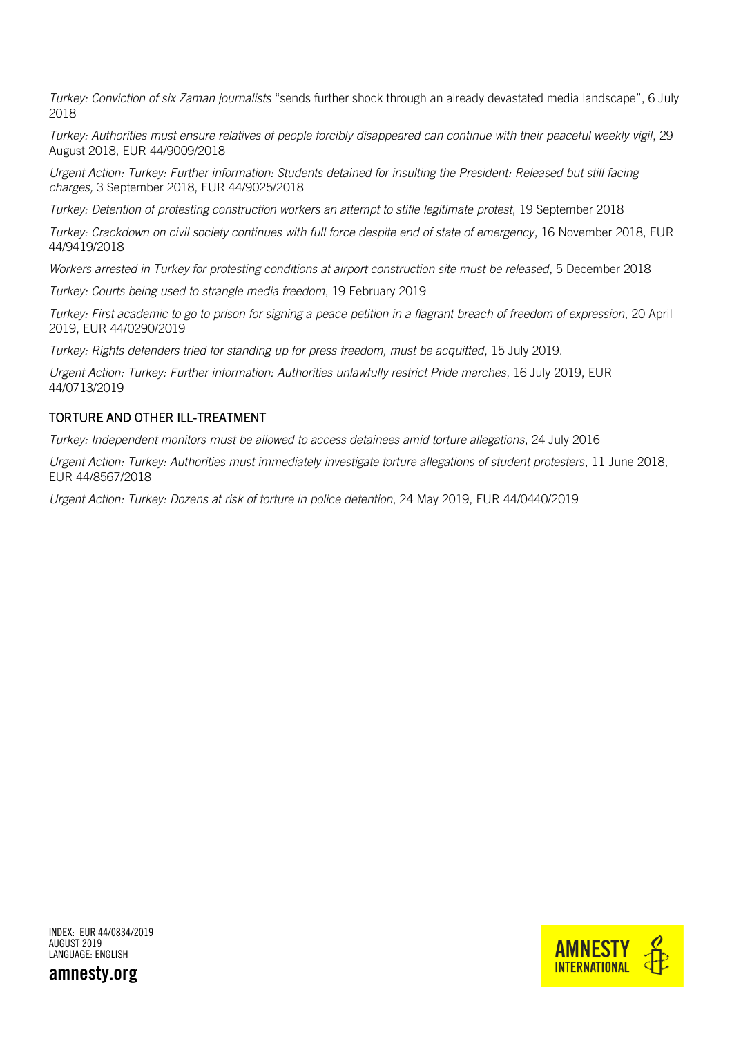*Turkey: Conviction of six Zaman journalists* "sends further shock through an already devastated media landscape", 6 July 2018

*Turkey: Authorities must ensure relatives of people forcibly disappeared can continue with their peaceful weekly vigil*, 29 August 2018, EUR 44/9009/2018

*Urgent Action: Turkey: Further information: Students detained for insulting the President: Released but still facing charges,* 3 September 2018, EUR 44/9025/2018

*Turkey: Detention of protesting construction workers an attempt to stifle legitimate protest*, 19 September 2018

*Turkey: Crackdown on civil society continues with full force despite end of state of emergency*, 16 November 2018, EUR 44/9419/2018

*Workers arrested in Turkey for protesting conditions at airport construction site must be released*, 5 December 2018

*Turkey: Courts being used to strangle media freedom*, 19 February 2019

*Turkey: First academic to go to prison for signing a peace petition in a flagrant breach of freedom of expression*, 20 April 2019, EUR 44/0290/2019

*Turkey: Rights defenders tried for standing up for press freedom, must be acquitted*, 15 July 2019.

*Urgent Action: Turkey: Further information: Authorities unlawfully restrict Pride marches*, 16 July 2019, EUR 44/0713/2019

## TORTURE AND OTHER ILL-TREATMENT

*Turkey: Independent monitors must be allowed to access detainees amid torture allegations*, 24 July 2016

*Urgent Action: Turkey: Authorities must immediately investigate torture allegations of student protesters*, 11 June 2018, EUR 44/8567/2018

*Urgent Action: Turkey: Dozens at risk of torture in police detention*, 24 May 2019, EUR 44/0440/2019

INDEX: EUR 44/0834/2019
AUGUST 2019
LANGUAGE: ENGLISH

**amnesty.org**

AMNESTY INTERNATIONAL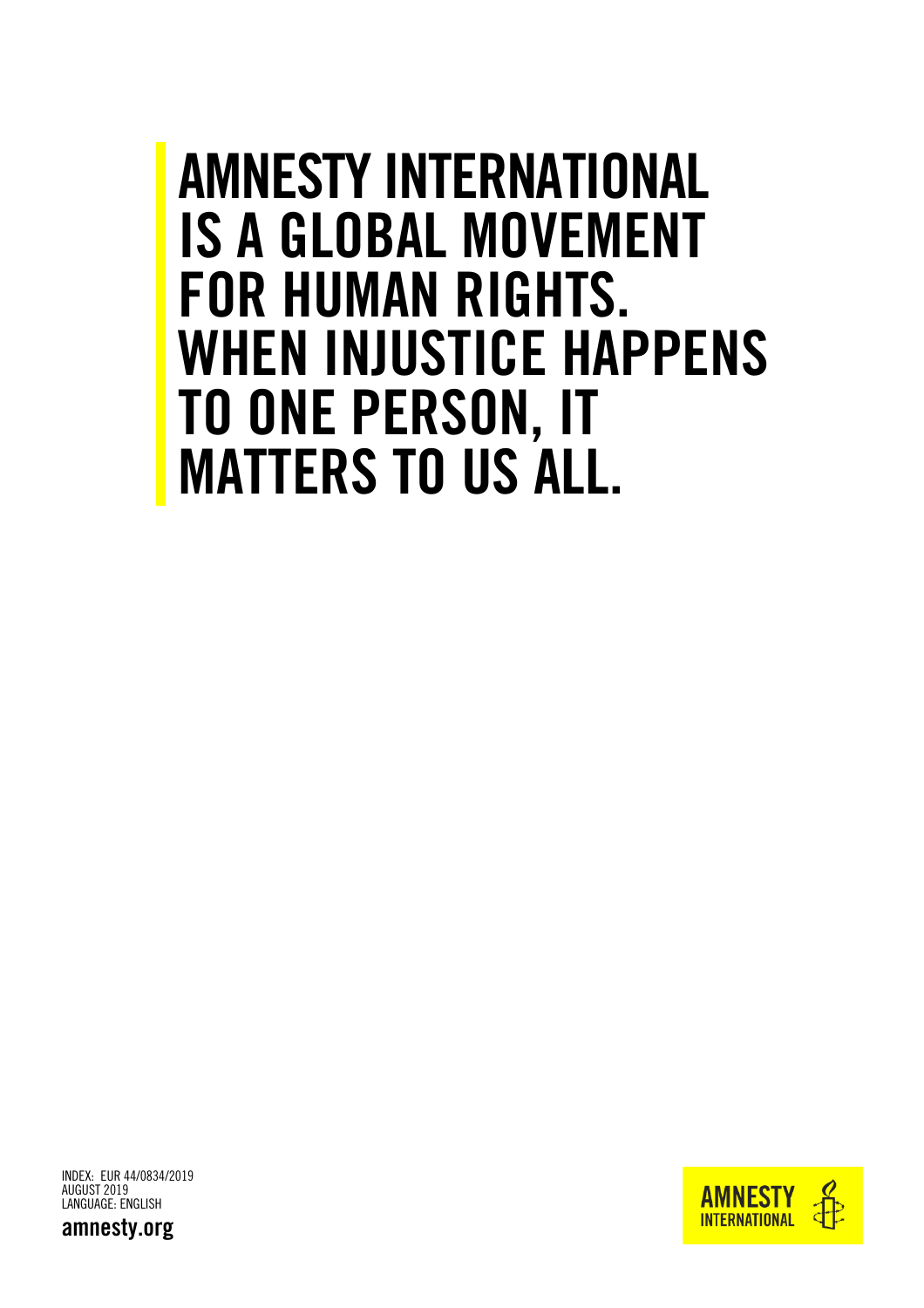# AMNESTY INTERNATIONAL IS A GLOBAL MOVEMENT FOR HUMAN RIGHTS. WHEN INJUSTICE HAPPENS TO ONE PERSON, IT MATTERS TO US ALL.

INDEX: EUR 44/0834/2019
AUGUST 2019
LANGUAGE: ENGLISH

amnesty.org

AMNESTY INTERNATIONAL